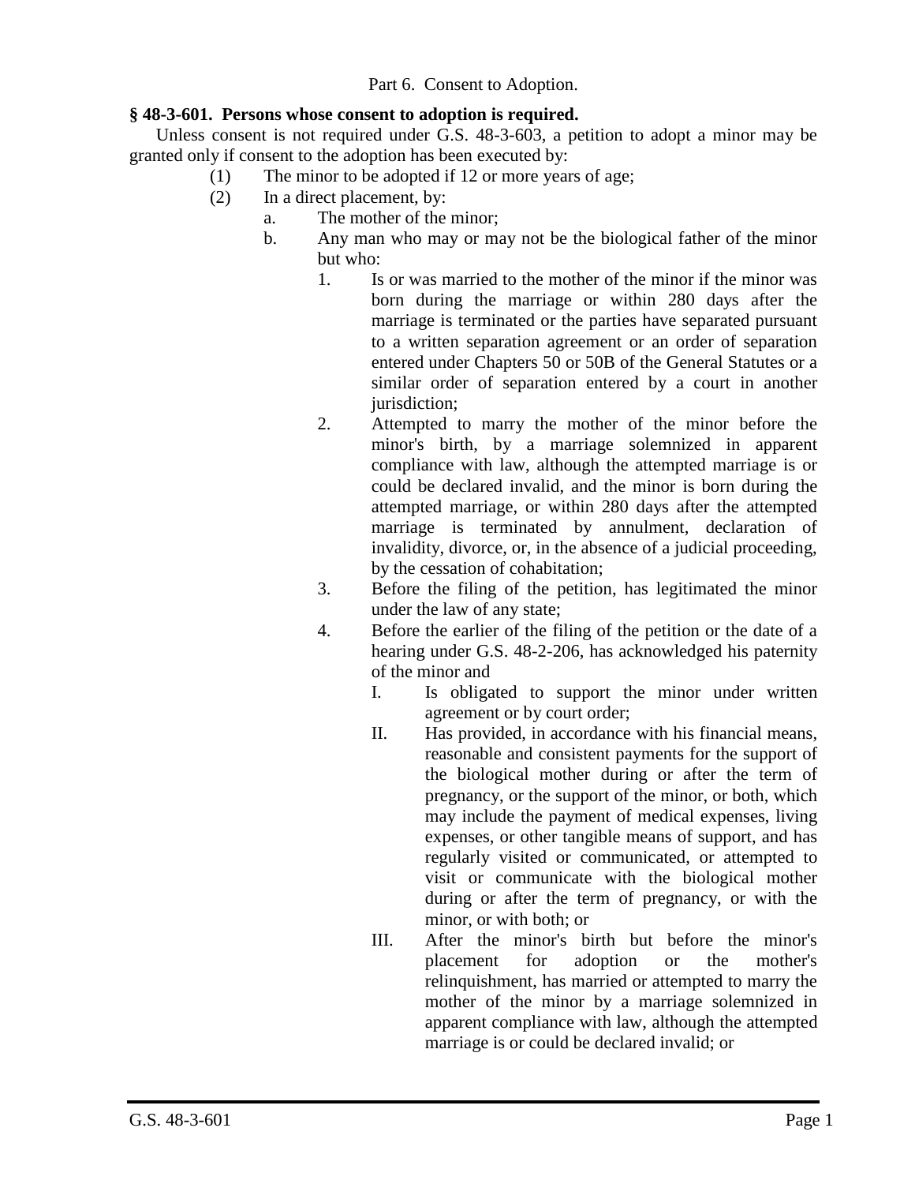Part 6. Consent to Adoption.

**§ 48-3-601. Persons whose consent to adoption is required.**

Unless consent is not required under G.S. 48-3-603, a petition to adopt a minor may be granted only if consent to the adoption has been executed by:

- (1) The minor to be adopted if 12 or more years of age;
- (2) In a direct placement, by:
  - a. The mother of the minor;
  - b. Any man who may or may not be the biological father of the minor but who:
    - 1. Is or was married to the mother of the minor if the minor was born during the marriage or within 280 days after the marriage is terminated or the parties have separated pursuant to a written separation agreement or an order of separation entered under Chapters 50 or 50B of the General Statutes or a similar order of separation entered by a court in another jurisdiction;
    - 2. Attempted to marry the mother of the minor before the minor's birth, by a marriage solemnized in apparent compliance with law, although the attempted marriage is or could be declared invalid, and the minor is born during the attempted marriage, or within 280 days after the attempted marriage is terminated by annulment, declaration of invalidity, divorce, or, in the absence of a judicial proceeding, by the cessation of cohabitation;
    - 3. Before the filing of the petition, has legitimated the minor under the law of any state;
    - 4. Before the earlier of the filing of the petition or the date of a hearing under G.S. 48-2-206, has acknowledged his paternity of the minor and
      - I. Is obligated to support the minor under written agreement or by court order;
      - II. Has provided, in accordance with his financial means, reasonable and consistent payments for the support of the biological mother during or after the term of pregnancy, or the support of the minor, or both, which may include the payment of medical expenses, living expenses, or other tangible means of support, and has regularly visited or communicated, or attempted to visit or communicate with the biological mother during or after the term of pregnancy, or with the minor, or with both; or
      - III. After the minor's birth but before the minor's placement for adoption or the mother's relinquishment, has married or attempted to marry the mother of the minor by a marriage solemnized in apparent compliance with law, although the attempted marriage is or could be declared invalid; or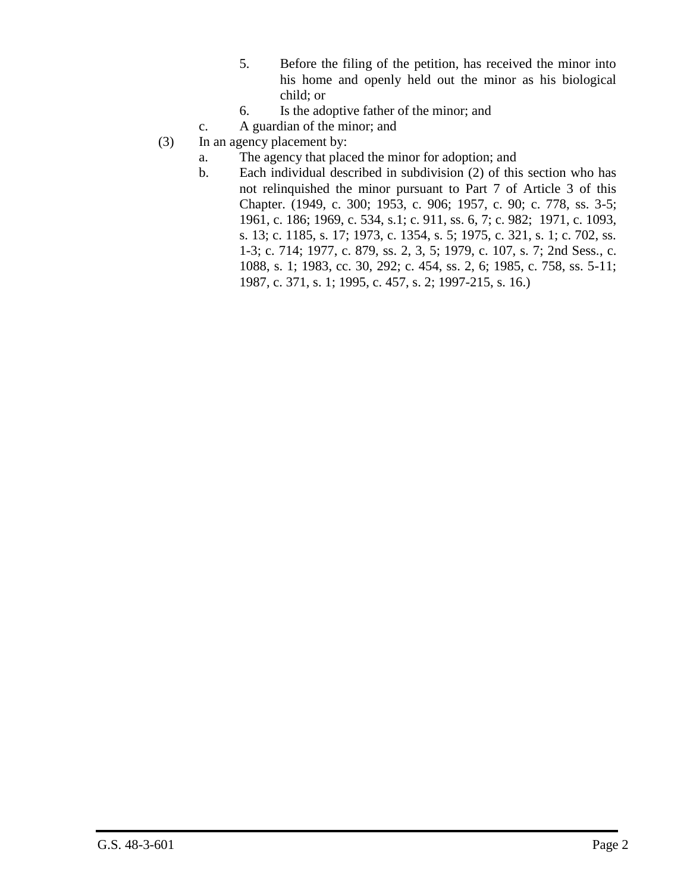5. Before the filing of the petition, has received the minor into his home and openly held out the minor as his biological child; or
6. Is the adoptive father of the minor; and

c. A guardian of the minor; and

(3) In an agency placement by:

a. The agency that placed the minor for adoption; and
b. Each individual described in subdivision (2) of this section who has not relinquished the minor pursuant to Part 7 of Article 3 of this Chapter. (1949, c. 300; 1953, c. 906; 1957, c. 90; c. 778, ss. 3-5; 1961, c. 186; 1969, c. 534, s.1; c. 911, ss. 6, 7; c. 982; 1971, c. 1093, s. 13; c. 1185, s. 17; 1973, c. 1354, s. 5; 1975, c. 321, s. 1; c. 702, ss. 1-3; c. 714; 1977, c. 879, ss. 2, 3, 5; 1979, c. 107, s. 7; 2nd Sess., c. 1088, s. 1; 1983, cc. 30, 292; c. 454, ss. 2, 6; 1985, c. 758, ss. 5-11; 1987, c. 371, s. 1; 1995, c. 457, s. 2; 1997-215, s. 16.)